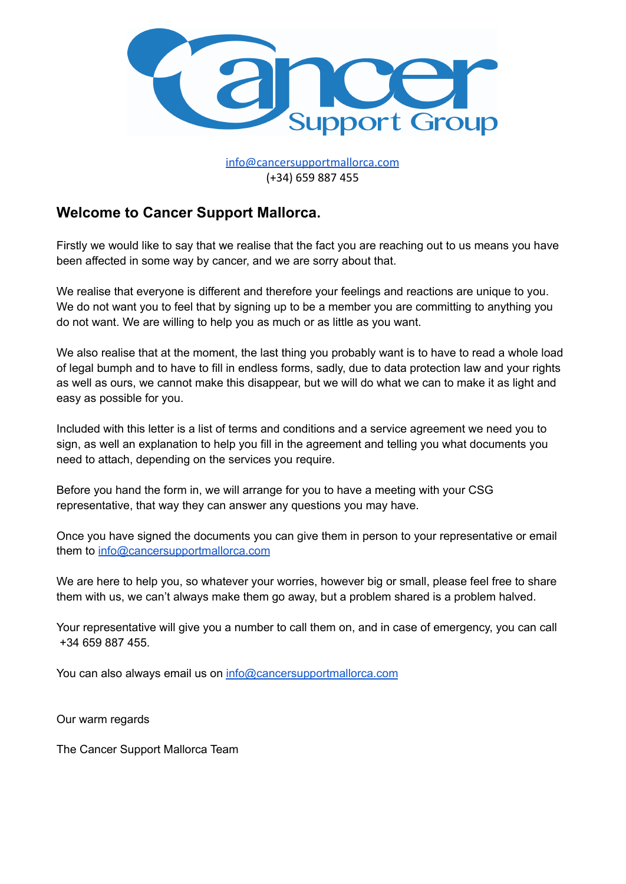Cancer Support Group

[info@cancersupportmallorca.com](mailto:info@cancersupportmallorca.com)
(+34) 659 887 455

## Welcome to Cancer Support Mallorca.

Firstly we would like to say that we realise that the fact you are reaching out to us means you have been affected in some way by cancer, and we are sorry about that.

We realise that everyone is different and therefore your feelings and reactions are unique to you. We do not want you to feel that by signing up to be a member you are committing to anything you do not want. We are willing to help you as much or as little as you want.

We also realise that at the moment, the last thing you probably want is to have to read a whole load of legal bumph and to have to fill in endless forms, sadly, due to data protection law and your rights as well as ours, we cannot make this disappear, but we will do what we can to make it as light and easy as possible for you.

Included with this letter is a list of terms and conditions and a service agreement we need you to sign, as well an explanation to help you fill in the agreement and telling you what documents you need to attach, depending on the services you require.

Before you hand the form in, we will arrange for you to have a meeting with your CSG representative, that way they can answer any questions you may have.

Once you have signed the documents you can give them in person to your representative or email them to [info@cancersupportmallorca.com](mailto:info@cancersupportmallorca.com)

We are here to help you, so whatever your worries, however big or small, please feel free to share them with us, we can't always make them go away, but a problem shared is a problem halved.

Your representative will give you a number to call them on, and in case of emergency, you can call +34 659 887 455.

You can also always email us on [info@cancersupportmallorca.com](mailto:info@cancersupportmallorca.com)

Our warm regards

The Cancer Support Mallorca Team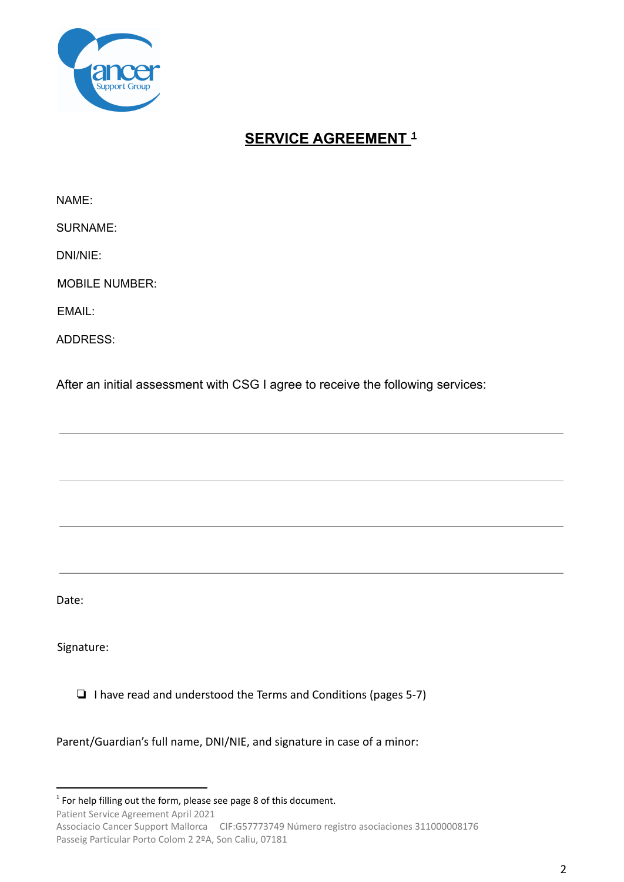## SERVICE AGREEMENT [1]

NAME:

SURNAME:

DNI/NIE:

MOBILE NUMBER:

EMAIL:

ADDRESS:

After an initial assessment with CSG I agree to receive the following services:

\_\_\_\_\_\_\_\_\_\_\_\_\_\_\_\_\_\_\_\_\_\_\_\_\_\_\_\_\_\_\_\_\_\_\_\_\_\_\_\_\_\_\_\_\_\_\_\_\_\_\_\_\_\_\_\_\_\_\_\_\_\_

\_\_\_\_\_\_\_\_\_\_\_\_\_\_\_\_\_\_\_\_\_\_\_\_\_\_\_\_\_\_\_\_\_\_\_\_\_\_\_\_\_\_\_\_\_\_\_\_\_\_\_\_\_\_\_\_\_\_\_\_\_\_

\_\_\_\_\_\_\_\_\_\_\_\_\_\_\_\_\_\_\_\_\_\_\_\_\_\_\_\_\_\_\_\_\_\_\_\_\_\_\_\_\_\_\_\_\_\_\_\_\_\_\_\_\_\_\_\_\_\_\_\_\_\_

\_\_\_\_\_\_\_\_\_\_\_\_\_\_\_\_\_\_\_\_\_\_\_\_\_\_\_\_\_\_\_\_\_\_\_\_\_\_\_\_\_\_\_\_\_\_\_\_\_\_\_\_\_\_\_\_\_\_\_\_\_\_

Date:

Signature:

- ☐ I have read and understood the Terms and Conditions (pages 5-7)

Parent/Guardian's full name, DNI/NIE, and signature in case of a minor:

---

[1] For help filling out the form, please see page 8 of this document.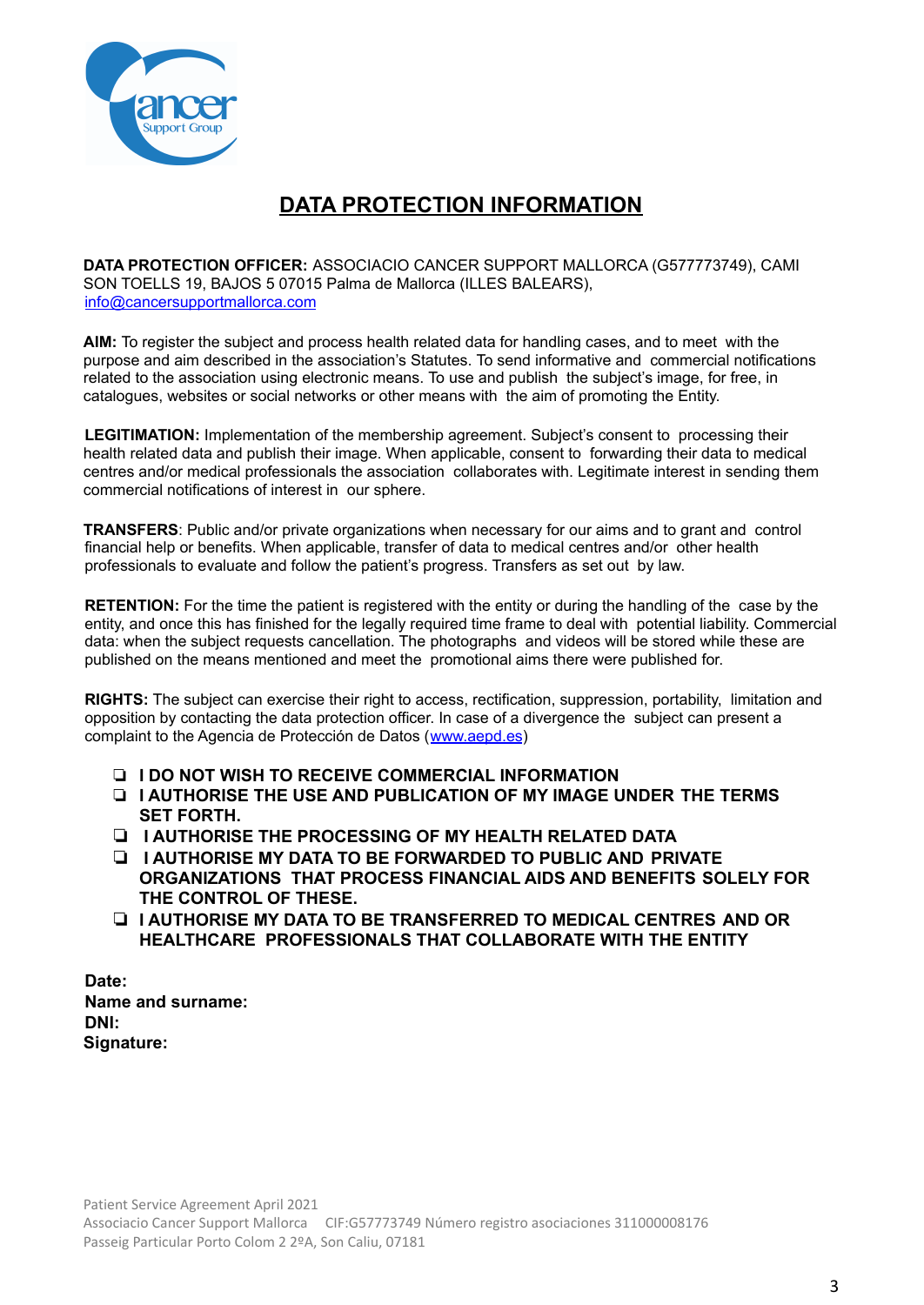# DATA PROTECTION INFORMATION

**DATA PROTECTION OFFICER:** ASSOCIACIO CANCER SUPPORT MALLORCA (G577773749), CAMI SON TOELLS 19, BAJOS 5 07015 Palma de Mallorca (ILLES BALEARS), info@cancersupportmallorca.com

**AIM:** To register the subject and process health related data for handling cases, and to meet with the purpose and aim described in the association's Statutes. To send informative and commercial notifications related to the association using electronic means. To use and publish the subject's image, for free, in catalogues, websites or social networks or other means with the aim of promoting the Entity.

**LEGITIMATION:** Implementation of the membership agreement. Subject's consent to processing their health related data and publish their image. When applicable, consent to forwarding their data to medical centres and/or medical professionals the association collaborates with. Legitimate interest in sending them commercial notifications of interest in our sphere.

**TRANSFERS**: Public and/or private organizations when necessary for our aims and to grant and control financial help or benefits. When applicable, transfer of data to medical centres and/or other health professionals to evaluate and follow the patient's progress. Transfers as set out by law.

**RETENTION:** For the time the patient is registered with the entity or during the handling of the case by the entity, and once this has finished for the legally required time frame to deal with potential liability. Commercial data: when the subject requests cancellation. The photographs and videos will be stored while these are published on the means mentioned and meet the promotional aims there were published for.

**RIGHTS:** The subject can exercise their right to access, rectification, suppression, portability, limitation and opposition by contacting the data protection officer. In case of a divergence the subject can present a complaint to the Agencia de Protección de Datos (www.aepd.es)

- ❏ **I DO NOT WISH TO RECEIVE COMMERCIAL INFORMATION**
- ❏ **I AUTHORISE THE USE AND PUBLICATION OF MY IMAGE UNDER THE TERMS SET FORTH.**
- ❏ **I AUTHORISE THE PROCESSING OF MY HEALTH RELATED DATA**
- ❏ **I AUTHORISE MY DATA TO BE FORWARDED TO PUBLIC AND PRIVATE ORGANIZATIONS THAT PROCESS FINANCIAL AIDS AND BENEFITS SOLELY FOR THE CONTROL OF THESE.**
- ❏ **I AUTHORISE MY DATA TO BE TRANSFERRED TO MEDICAL CENTRES AND OR HEALTHCARE PROFESSIONALS THAT COLLABORATE WITH THE ENTITY**

**Date:**
**Name and surname:**
**DNI:**
**Signature:**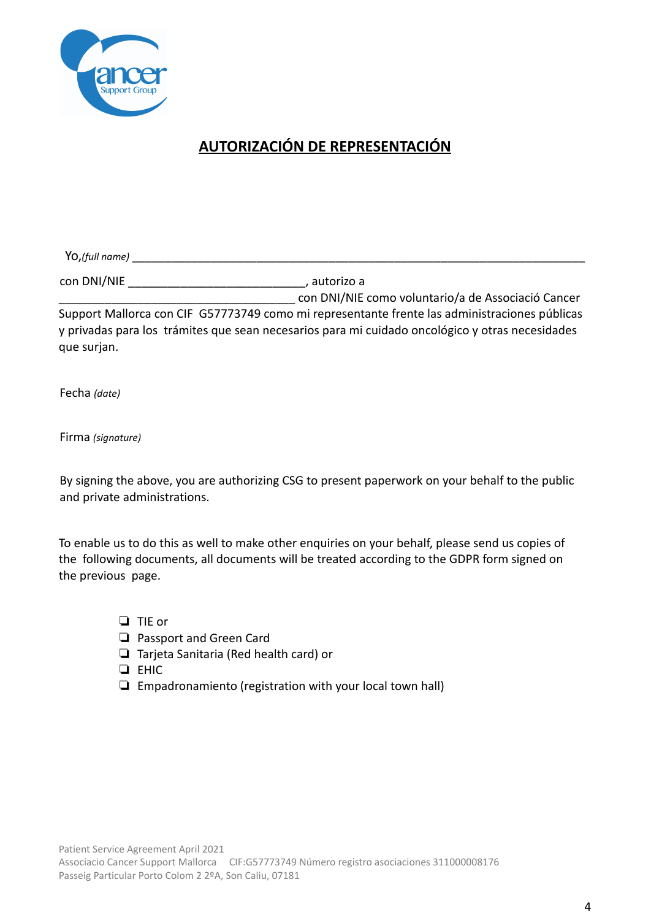## AUTORIZACIÓN DE REPRESENTACIÓN

Yo,*(full name)* ___________________________________________________________________________

con DNI/NIE ____________________________, autorizo a _____________________________________ con DNI/NIE como voluntario/a de Associació Cancer Support Mallorca con CIF G57773749 como mi representante frente las administraciones públicas y privadas para los trámites que sean necesarios para mi cuidado oncológico y otras necesidades que surjan.

Fecha *(date)*

Firma *(signature)*

By signing the above, you are authorizing CSG to present paperwork on your behalf to the public and private administrations.

To enable us to do this as well to make other enquiries on your behalf, please send us copies of the following documents, all documents will be treated according to the GDPR form signed on the previous page.

- ❏ TIE or
- ❏ Passport and Green Card
- ❏ Tarjeta Sanitaria (Red health card) or
- ❏ EHIC
- ❏ Empadronamiento (registration with your local town hall)

Patient Service Agreement April 2021
Associacio Cancer Support Mallorca CIF:G57773749 Número registro asociaciones 311000008176
Passeig Particular Porto Colom 2 2ºA, Son Caliu, 07181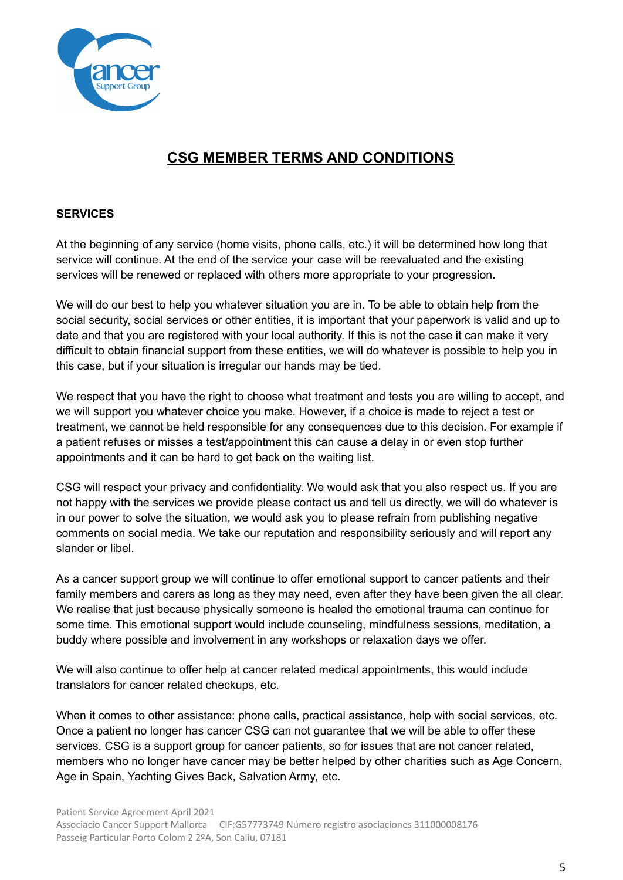# CSG MEMBER TERMS AND CONDITIONS

## SERVICES

At the beginning of any service (home visits, phone calls, etc.) it will be determined how long that service will continue. At the end of the service your case will be reevaluated and the existing services will be renewed or replaced with others more appropriate to your progression.

We will do our best to help you whatever situation you are in. To be able to obtain help from the social security, social services or other entities, it is important that your paperwork is valid and up to date and that you are registered with your local authority. If this is not the case it can make it very difficult to obtain financial support from these entities, we will do whatever is possible to help you in this case, but if your situation is irregular our hands may be tied.

We respect that you have the right to choose what treatment and tests you are willing to accept, and we will support you whatever choice you make. However, if a choice is made to reject a test or treatment, we cannot be held responsible for any consequences due to this decision. For example if a patient refuses or misses a test/appointment this can cause a delay in or even stop further appointments and it can be hard to get back on the waiting list.

CSG will respect your privacy and confidentiality. We would ask that you also respect us. If you are not happy with the services we provide please contact us and tell us directly, we will do whatever is in our power to solve the situation, we would ask you to please refrain from publishing negative comments on social media. We take our reputation and responsibility seriously and will report any slander or libel.

As a cancer support group we will continue to offer emotional support to cancer patients and their family members and carers as long as they may need, even after they have been given the all clear. We realise that just because physically someone is healed the emotional trauma can continue for some time. This emotional support would include counseling, mindfulness sessions, meditation, a buddy where possible and involvement in any workshops or relaxation days we offer.

We will also continue to offer help at cancer related medical appointments, this would include translators for cancer related checkups, etc.

When it comes to other assistance: phone calls, practical assistance, help with social services, etc. Once a patient no longer has cancer CSG can not guarantee that we will be able to offer these services. CSG is a support group for cancer patients, so for issues that are not cancer related, members who no longer have cancer may be better helped by other charities such as Age Concern, Age in Spain, Yachting Gives Back, Salvation Army, etc.

Patient Service Agreement April 2021
Associacio Cancer Support Mallorca CIF:G57773749 Número registro asociaciones 311000008176
Passeig Particular Porto Colom 2 2ºA, Son Caliu, 07181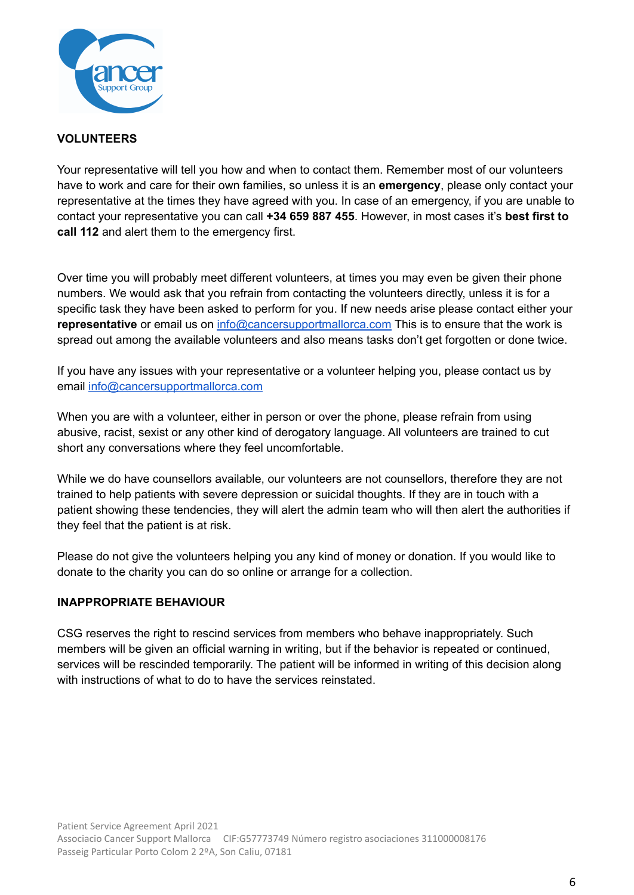## VOLUNTEERS

Your representative will tell you how and when to contact them. Remember most of our volunteers have to work and care for their own families, so unless it is an **emergency**, please only contact your representative at the times they have agreed with you. In case of an emergency, if you are unable to contact your representative you can call **+34 659 887 455**. However, in most cases it's **best first to call 112** and alert them to the emergency first.

Over time you will probably meet different volunteers, at times you may even be given their phone numbers. We would ask that you refrain from contacting the volunteers directly, unless it is for a specific task they have been asked to perform for you. If new needs arise please contact either your **representative** or email us on info@cancersupportmallorca.com This is to ensure that the work is spread out among the available volunteers and also means tasks don't get forgotten or done twice.

If you have any issues with your representative or a volunteer helping you, please contact us by email info@cancersupportmallorca.com

When you are with a volunteer, either in person or over the phone, please refrain from using abusive, racist, sexist or any other kind of derogatory language. All volunteers are trained to cut short any conversations where they feel uncomfortable.

While we do have counsellors available, our volunteers are not counsellors, therefore they are not trained to help patients with severe depression or suicidal thoughts. If they are in touch with a patient showing these tendencies, they will alert the admin team who will then alert the authorities if they feel that the patient is at risk.

Please do not give the volunteers helping you any kind of money or donation. If you would like to donate to the charity you can do so online or arrange for a collection.

## INAPPROPRIATE BEHAVIOUR

CSG reserves the right to rescind services from members who behave inappropriately. Such members will be given an official warning in writing, but if the behavior is repeated or continued, services will be rescinded temporarily. The patient will be informed in writing of this decision along with instructions of what to do to have the services reinstated.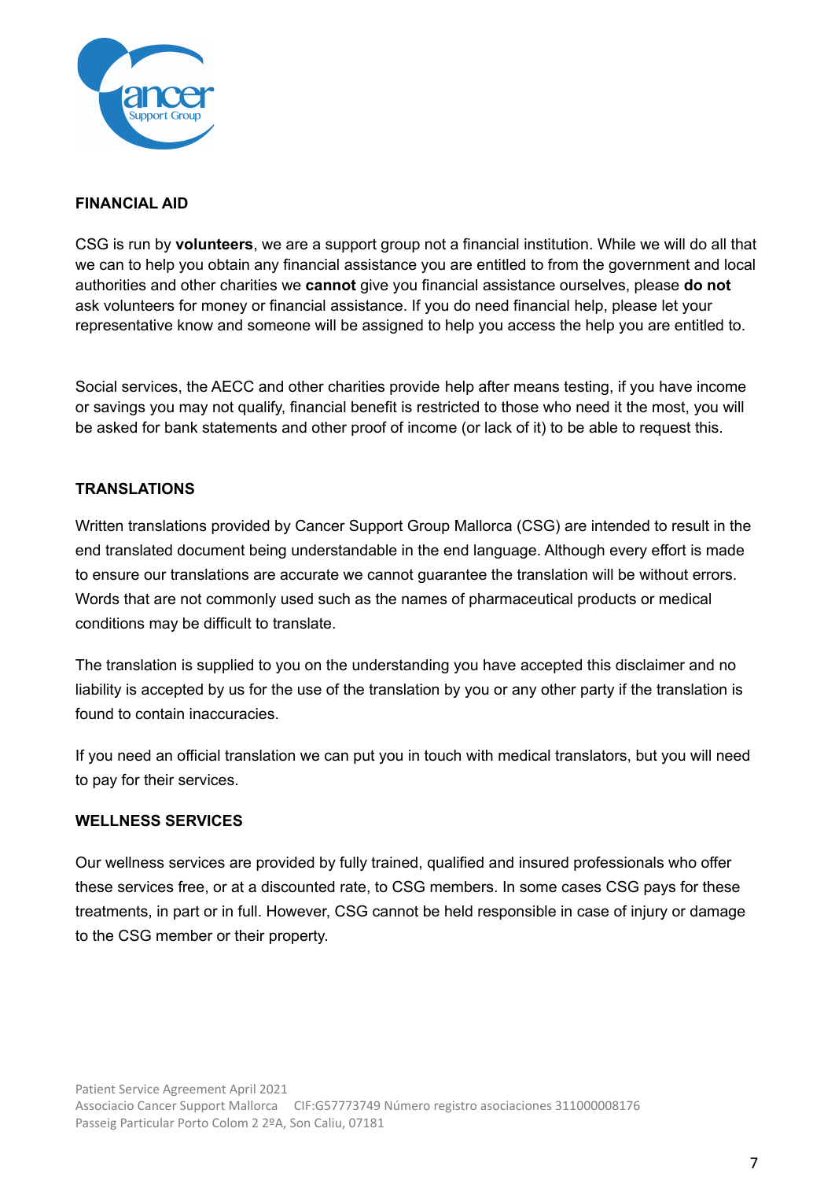## FINANCIAL AID

CSG is run by **volunteers**, we are a support group not a financial institution. While we will do all that we can to help you obtain any financial assistance you are entitled to from the government and local authorities and other charities we **cannot** give you financial assistance ourselves, please **do not** ask volunteers for money or financial assistance. If you do need financial help, please let your representative know and someone will be assigned to help you access the help you are entitled to.

Social services, the AECC and other charities provide help after means testing, if you have income or savings you may not qualify, financial benefit is restricted to those who need it the most, you will be asked for bank statements and other proof of income (or lack of it) to be able to request this.

## TRANSLATIONS

Written translations provided by Cancer Support Group Mallorca (CSG) are intended to result in the end translated document being understandable in the end language. Although every effort is made to ensure our translations are accurate we cannot guarantee the translation will be without errors. Words that are not commonly used such as the names of pharmaceutical products or medical conditions may be difficult to translate.

The translation is supplied to you on the understanding you have accepted this disclaimer and no liability is accepted by us for the use of the translation by you or any other party if the translation is found to contain inaccuracies.

If you need an official translation we can put you in touch with medical translators, but you will need to pay for their services.

## WELLNESS SERVICES

Our wellness services are provided by fully trained, qualified and insured professionals who offer these services free, or at a discounted rate, to CSG members. In some cases CSG pays for these treatments, in part or in full. However, CSG cannot be held responsible in case of injury or damage to the CSG member or their property.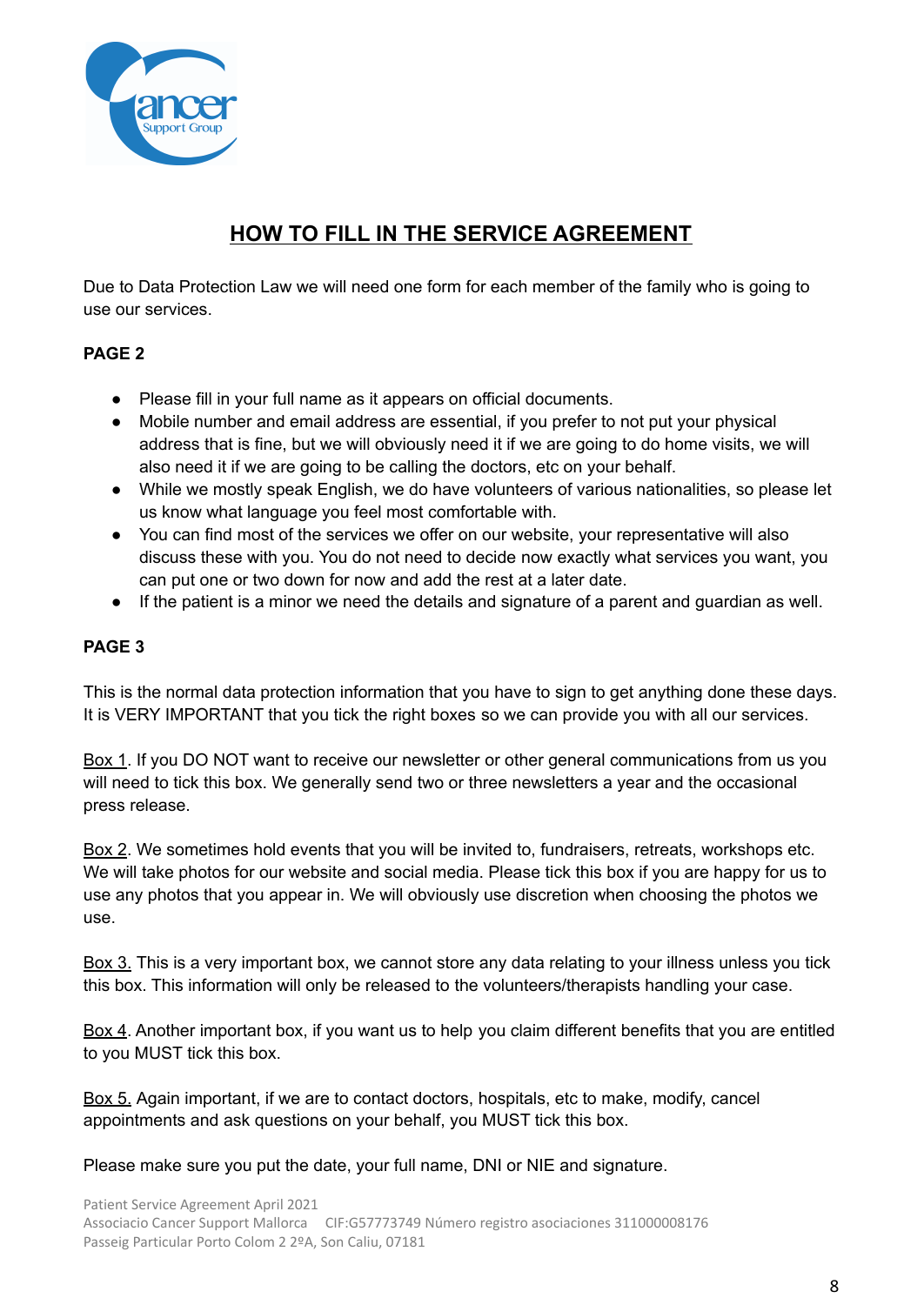# HOW TO FILL IN THE SERVICE AGREEMENT

Due to Data Protection Law we will need one form for each member of the family who is going to use our services.

**PAGE 2**

- Please fill in your full name as it appears on official documents.
- Mobile number and email address are essential, if you prefer to not put your physical address that is fine, but we will obviously need it if we are going to do home visits, we will also need it if we are going to be calling the doctors, etc on your behalf.
- While we mostly speak English, we do have volunteers of various nationalities, so please let us know what language you feel most comfortable with.
- You can find most of the services we offer on our website, your representative will also discuss these with you. You do not need to decide now exactly what services you want, you can put one or two down for now and add the rest at a later date.
- If the patient is a minor we need the details and signature of a parent and guardian as well.

**PAGE 3**

This is the normal data protection information that you have to sign to get anything done these days. It is VERY IMPORTANT that you tick the right boxes so we can provide you with all our services.

Box 1. If you DO NOT want to receive our newsletter or other general communications from us you will need to tick this box. We generally send two or three newsletters a year and the occasional press release.

Box 2. We sometimes hold events that you will be invited to, fundraisers, retreats, workshops etc. We will take photos for our website and social media. Please tick this box if you are happy for us to use any photos that you appear in. We will obviously use discretion when choosing the photos we use.

Box 3. This is a very important box, we cannot store any data relating to your illness unless you tick this box. This information will only be released to the volunteers/therapists handling your case.

Box 4. Another important box, if you want us to help you claim different benefits that you are entitled to you MUST tick this box.

Box 5. Again important, if we are to contact doctors, hospitals, etc to make, modify, cancel appointments and ask questions on your behalf, you MUST tick this box.

Please make sure you put the date, your full name, DNI or NIE and signature.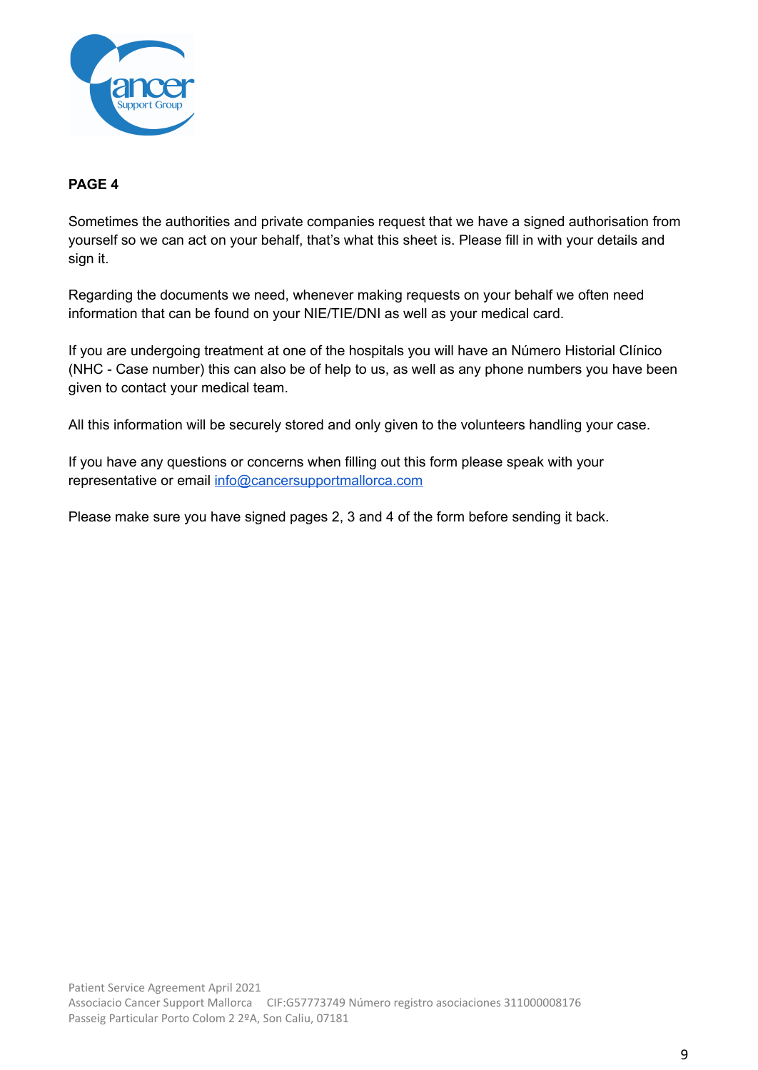**PAGE 4**

Sometimes the authorities and private companies request that we have a signed authorisation from yourself so we can act on your behalf, that's what this sheet is. Please fill in with your details and sign it.

Regarding the documents we need, whenever making requests on your behalf we often need information that can be found on your NIE/TIE/DNI as well as your medical card.

If you are undergoing treatment at one of the hospitals you will have an Número Historial Clínico (NHC - Case number) this can also be of help to us, as well as any phone numbers you have been given to contact your medical team.

All this information will be securely stored and only given to the volunteers handling your case.

If you have any questions or concerns when filling out this form please speak with your representative or email info@cancersupportmallorca.com

Please make sure you have signed pages 2, 3 and 4 of the form before sending it back.